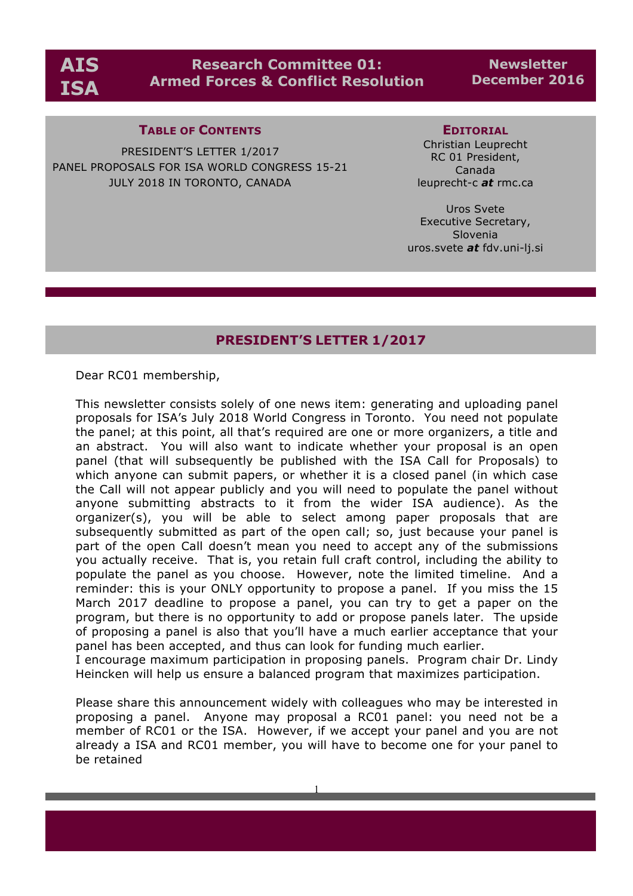# AIS ISA

## Research Committee 01: Armed Forces & Conflict Resolution

**Newsletter December 2016**

**TABLE OF CONTENTS**

PRESIDENT'S LETTER 1/2017
PANEL PROPOSALS FOR ISA WORLD CONGRESS 15-21 JULY 2018 IN TORONTO, CANADA

**EDITORIAL**

Christian Leuprecht
RC 01 President,
Canada
leuprecht-c ***at*** rmc.ca

Uros Svete
Executive Secretary,
Slovenia
uros.svete ***at*** fdv.uni-lj.si

## PRESIDENT'S LETTER 1/2017

Dear RC01 membership,

This newsletter consists solely of one news item: generating and uploading panel proposals for ISA's July 2018 World Congress in Toronto. You need not populate the panel; at this point, all that's required are one or more organizers, a title and an abstract. You will also want to indicate whether your proposal is an open panel (that will subsequently be published with the ISA Call for Proposals) to which anyone can submit papers, or whether it is a closed panel (in which case the Call will not appear publicly and you will need to populate the panel without anyone submitting abstracts to it from the wider ISA audience). As the organizer(s), you will be able to select among paper proposals that are subsequently submitted as part of the open call; so, just because your panel is part of the open Call doesn't mean you need to accept any of the submissions you actually receive. That is, you retain full craft control, including the ability to populate the panel as you choose. However, note the limited timeline. And a reminder: this is your ONLY opportunity to propose a panel. If you miss the 15 March 2017 deadline to propose a panel, you can try to get a paper on the program, but there is no opportunity to add or propose panels later. The upside of proposing a panel is also that you'll have a much earlier acceptance that your panel has been accepted, and thus can look for funding much earlier.
I encourage maximum participation in proposing panels. Program chair Dr. Lindy Heincken will help us ensure a balanced program that maximizes participation.

Please share this announcement widely with colleagues who may be interested in proposing a panel. Anyone may proposal a RC01 panel: you need not be a member of RC01 or the ISA. However, if we accept your panel and you are not already a ISA and RC01 member, you will have to become one for your panel to be retained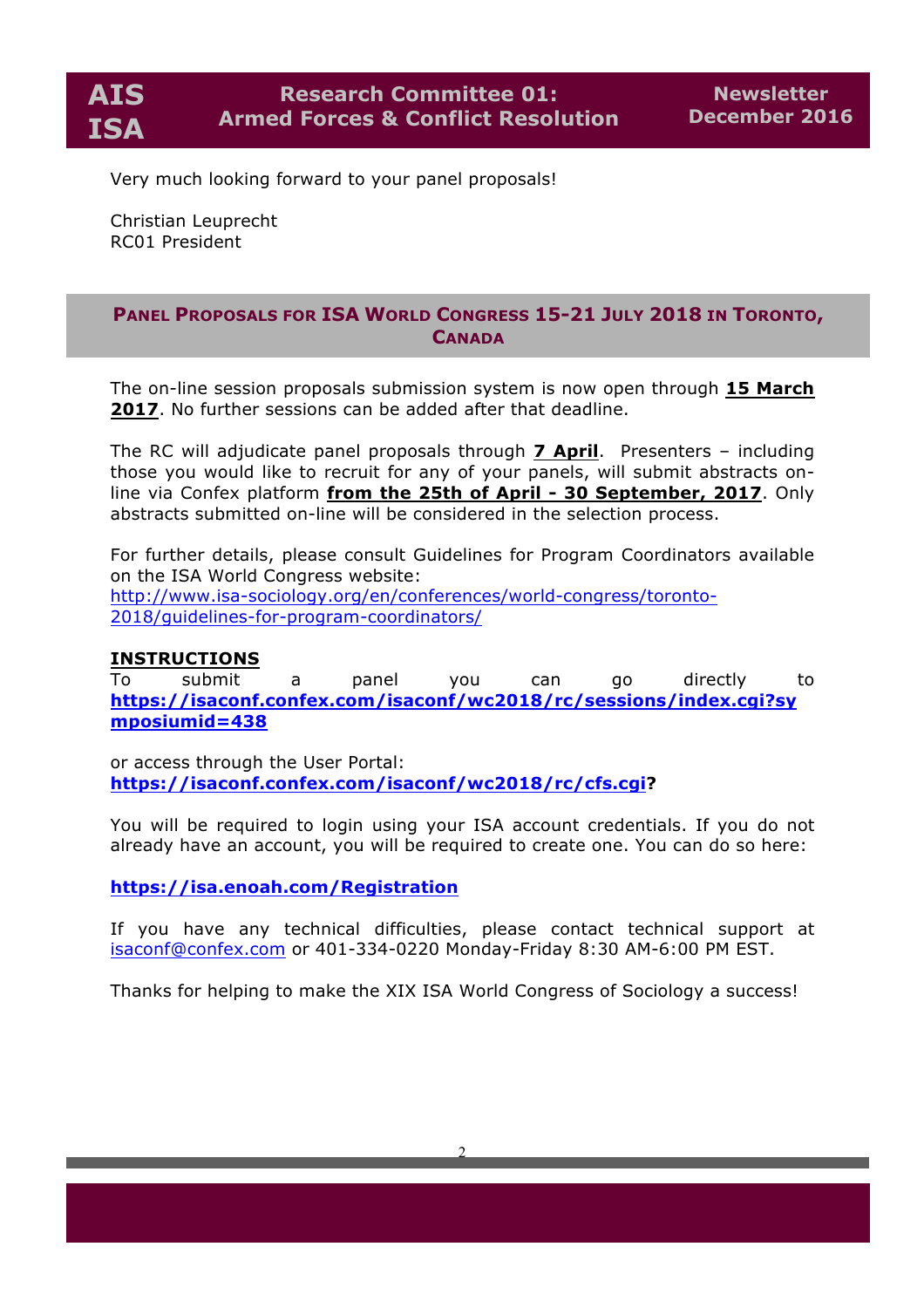Very much looking forward to your panel proposals!

Christian Leuprecht
RC01 President

## PANEL PROPOSALS FOR ISA WORLD CONGRESS 15-21 JULY 2018 IN TORONTO, CANADA

The on-line session proposals submission system is now open through **15 March 2017**. No further sessions can be added after that deadline.

The RC will adjudicate panel proposals through **7 April**. Presenters – including those you would like to recruit for any of your panels, will submit abstracts on-line via Confex platform **from the 25th of April - 30 September, 2017**. Only abstracts submitted on-line will be considered in the selection process.

For further details, please consult Guidelines for Program Coordinators available on the ISA World Congress website:
http://www.isa-sociology.org/en/conferences/world-congress/toronto-2018/guidelines-for-program-coordinators/

**INSTRUCTIONS**

To submit a panel you can go directly to **https://isaconf.confex.com/isaconf/wc2018/rc/sessions/index.cgi?symposiumid=438**

or access through the User Portal:
**https://isaconf.confex.com/isaconf/wc2018/rc/cfs.cgi?**

You will be required to login using your ISA account credentials. If you do not already have an account, you will be required to create one. You can do so here:

**https://isa.enoah.com/Registration**

If you have any technical difficulties, please contact technical support at isaconf@confex.com or 401-334-0220 Monday-Friday 8:30 AM-6:00 PM EST.

Thanks for helping to make the XIX ISA World Congress of Sociology a success!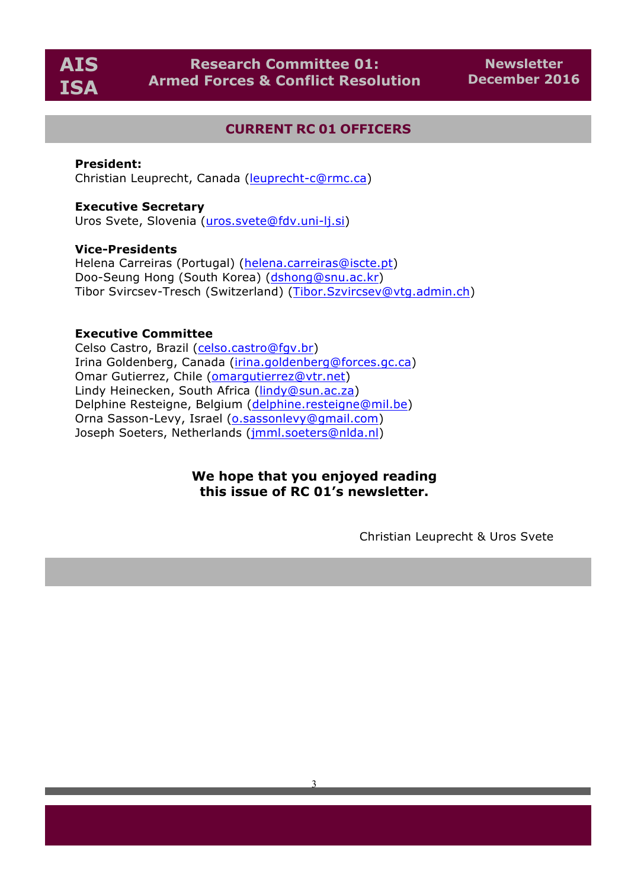## CURRENT RC 01 OFFICERS

**President:**
Christian Leuprecht, Canada (leuprecht-c@rmc.ca)

**Executive Secretary**
Uros Svete, Slovenia (uros.svete@fdv.uni-lj.si)

**Vice-Presidents**
Helena Carreiras (Portugal) (helena.carreiras@iscte.pt)
Doo-Seung Hong (South Korea) (dshong@snu.ac.kr)
Tibor Svircsev-Tresch (Switzerland) (Tibor.Szvircsev@vtg.admin.ch)

**Executive Committee**
Celso Castro, Brazil (celso.castro@fgv.br)
Irina Goldenberg, Canada (irina.goldenberg@forces.gc.ca)
Omar Gutierrez, Chile (omargutierrez@vtr.net)
Lindy Heinecken, South Africa (lindy@sun.ac.za)
Delphine Resteigne, Belgium (delphine.resteigne@mil.be)
Orna Sasson-Levy, Israel (o.sassonlevy@gmail.com)
Joseph Soeters, Netherlands (jmml.soeters@nlda.nl)

**We hope that you enjoyed reading this issue of RC 01's newsletter.**

Christian Leuprecht & Uros Svete